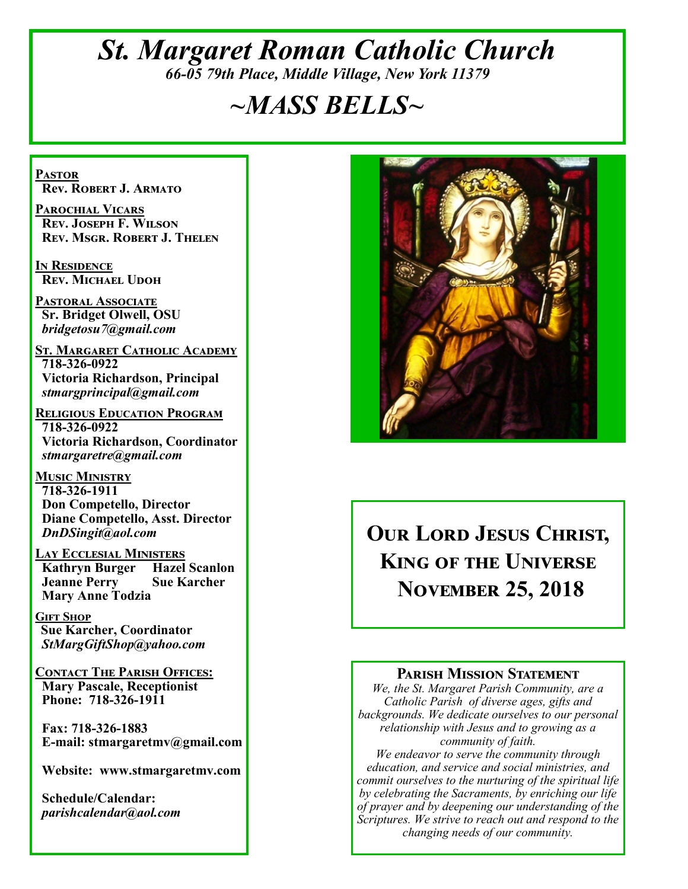# *St. Margaret Roman Catholic Church*

*66-05 79th Place, Middle Village, New York 11379*

# *~MASS BELLS~*

**Pastor**
**Rev. Robert J. Armato**

**Parochial Vicars**
**Rev. Joseph F. Wilson**
**Rev. Msgr. Robert J. Thelen**

**In Residence**
**Rev. Michael Udoh**

**Pastoral Associate**
**Sr. Bridget Olwell, OSU**
*bridgetosu7@gmail.com*

**St. Margaret Catholic Academy**
**718-326-0922**
**Victoria Richardson, Principal**
*stmargprincipal@gmail.com*

**Religious Education Program**
**718-326-0922**
**Victoria Richardson, Coordinator**
*stmargaretre@gmail.com*

**Music Ministry**
**718-326-1911**
**Don Competello, Director**
**Diane Competello, Asst. Director**
*DnDSingit@aol.com*

**Lay Ecclesial Ministers**
**Kathryn Burger**
**Hazel Scanlon**
**Jeanne Perry**
**Sue Karcher**
**Mary Anne Todzia**

**Gift Shop**
**Sue Karcher, Coordinator**
*StMargGiftShop@yahoo.com*

**Contact The Parish Offices:**
**Mary Pascale, Receptionist**
**Phone: 718-326-1911**

**Fax: 718-326-1883**
**E-mail: stmargaretmv@gmail.com**

**Website: www.stmargaretmv.com**

**Schedule/Calendar:**
*parishcalendar@aol.com*

## Our Lord Jesus Christ, King of the Universe November 25, 2018

### Parish Mission Statement

*We, the St. Margaret Parish Community, are a Catholic Parish of diverse ages, gifts and backgrounds. We dedicate ourselves to our personal relationship with Jesus and to growing as a community of faith.*
*We endeavor to serve the community through education, and service and social ministries, and commit ourselves to the nurturing of the spiritual life by celebrating the Sacraments, by enriching our life of prayer and by deepening our understanding of the Scriptures. We strive to reach out and respond to the changing needs of our community.*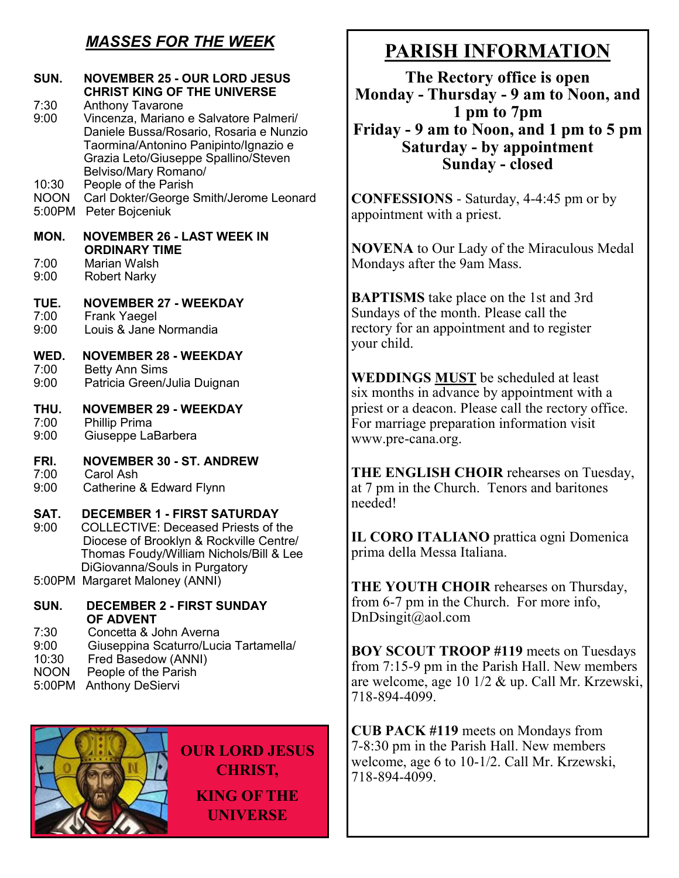## *MASSES FOR THE WEEK*

**SUN. NOVEMBER 25 - OUR LORD JESUS CHRIST KING OF THE UNIVERSE**

7:30 Anthony Tavarone
9:00 Vincenza, Mariano e Salvatore Palmeri/ Daniele Bussa/Rosario, Rosaria e Nunzio Taormina/Antonino Panipinto/Ignazio e Grazia Leto/Giuseppe Spallino/Steven Belviso/Mary Romano/
10:30 People of the Parish
NOON Carl Dokter/George Smith/Jerome Leonard
5:00PM Peter Bojceniuk

**MON. NOVEMBER 26 - LAST WEEK IN ORDINARY TIME**

7:00 Marian Walsh
9:00 Robert Narky

**TUE. NOVEMBER 27 - WEEKDAY**

7:00 Frank Yaegel
9:00 Louis & Jane Normandia

**WED. NOVEMBER 28 - WEEKDAY**

7:00 Betty Ann Sims
9:00 Patricia Green/Julia Duignan

**THU. NOVEMBER 29 - WEEKDAY**

7:00 Phillip Prima
9:00 Giuseppe LaBarbera

**FRI. NOVEMBER 30 - ST. ANDREW**

7:00 Carol Ash
9:00 Catherine & Edward Flynn

**SAT. DECEMBER 1 - FIRST SATURDAY**

9:00 COLLECTIVE: Deceased Priests of the Diocese of Brooklyn & Rockville Centre/ Thomas Foudy/William Nichols/Bill & Lee DiGiovanna/Souls in Purgatory
5:00PM Margaret Maloney (ANNI)

**SUN. DECEMBER 2 - FIRST SUNDAY OF ADVENT**

7:30 Concetta & John Averna
9:00 Giuseppina Scaturro/Lucia Tartamella/
10:30 Fred Basedow (ANNI)
NOON People of the Parish
5:00PM Anthony DeSiervi

**OUR LORD JESUS CHRIST,**

**KING OF THE UNIVERSE**

# PARISH INFORMATION

**The Rectory office is open**
**Monday - Thursday - 9 am to Noon, and 1 pm to 7pm**
**Friday - 9 am to Noon, and 1 pm to 5 pm**
**Saturday - by appointment**
**Sunday - closed**

**CONFESSIONS** - Saturday, 4-4:45 pm or by appointment with a priest.

**NOVENA** to Our Lady of the Miraculous Medal Mondays after the 9am Mass.

**BAPTISMS** take place on the 1st and 3rd Sundays of the month. Please call the rectory for an appointment and to register your child.

**WEDDINGS <u>MUST</u>** be scheduled at least six months in advance by appointment with a priest or a deacon. Please call the rectory office. For marriage preparation information visit www.pre-cana.org.

**THE ENGLISH CHOIR** rehearses on Tuesday, at 7 pm in the Church. Tenors and baritones needed!

**IL CORO ITALIANO** prattica ogni Domenica prima della Messa Italiana.

**THE YOUTH CHOIR** rehearses on Thursday, from 6-7 pm in the Church. For more info, DnDsingit@aol.com

**BOY SCOUT TROOP #119** meets on Tuesdays from 7:15-9 pm in the Parish Hall. New members are welcome, age 10 1/2 & up. Call Mr. Krzewski, 718-894-4099.

**CUB PACK #119** meets on Mondays from 7-8:30 pm in the Parish Hall. New members welcome, age 6 to 10-1/2. Call Mr. Krzewski, 718-894-4099.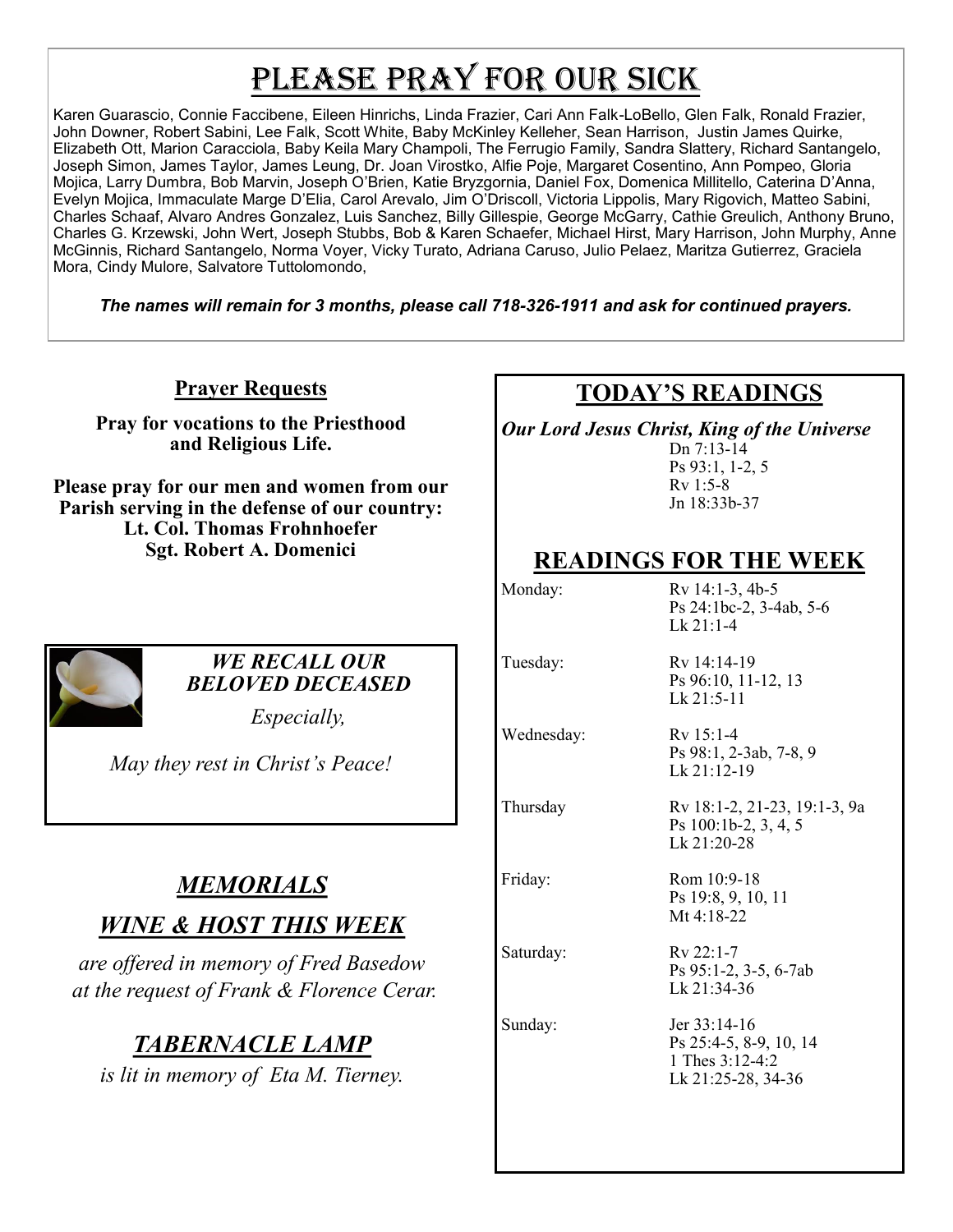# Please Pray for Our Sick

Karen Guarascio, Connie Faccibene, Eileen Hinrichs, Linda Frazier, Cari Ann Falk-LoBello, Glen Falk, Ronald Frazier, John Downer, Robert Sabini, Lee Falk, Scott White, Baby McKinley Kelleher, Sean Harrison, Justin James Quirke, Elizabeth Ott, Marion Caracciola, Baby Keila Mary Champoli, The Ferrugio Family, Sandra Slattery, Richard Santangelo, Joseph Simon, James Taylor, James Leung, Dr. Joan Virostko, Alfie Poje, Margaret Cosentino, Ann Pompeo, Gloria Mojica, Larry Dumbra, Bob Marvin, Joseph O'Brien, Katie Bryzgornia, Daniel Fox, Domenica Millitello, Caterina D'Anna, Evelyn Mojica, Immaculate Marge D'Elia, Carol Arevalo, Jim O'Driscoll, Victoria Lippolis, Mary Rigovich, Matteo Sabini, Charles Schaaf, Alvaro Andres Gonzalez, Luis Sanchez, Billy Gillespie, George McGarry, Cathie Greulich, Anthony Bruno, Charles G. Krzewski, John Wert, Joseph Stubbs, Bob & Karen Schaefer, Michael Hirst, Mary Harrison, John Murphy, Anne McGinnis, Richard Santangelo, Norma Voyer, Vicky Turato, Adriana Caruso, Julio Pelaez, Maritza Gutierrez, Graciela Mora, Cindy Mulore, Salvatore Tuttolomondo,

***The names will remain for 3 months, please call 718-326-1911 and ask for continued prayers.***

## Prayer Requests

**Pray for vocations to the Priesthood and Religious Life.**

**Please pray for our men and women from our Parish serving in the defense of our country:**
**Lt. Col. Thomas Frohnhoefer**
**Sgt. Robert A. Domenici**

***WE RECALL OUR BELOVED DECEASED***

*Especially,*

*May they rest in Christ's Peace!*

## *MEMORIALS*

## *WINE & HOST THIS WEEK*

*are offered in memory of Fred Basedow at the request of Frank & Florence Cerar.*

## *TABERNACLE LAMP*

*is lit in memory of Eta M. Tierney.*

## TODAY'S READINGS

***Our Lord Jesus Christ, King of the Universe***

Dn 7:13-14
Ps 93:1, 1-2, 5
Rv 1:5-8
Jn 18:33b-37

## READINGS FOR THE WEEK

| | |
|---|---|
| Monday: | Rv 14:1-3, 4b-5<br>Ps 24:1bc-2, 3-4ab, 5-6<br>Lk 21:1-4 |
| Tuesday: | Rv 14:14-19<br>Ps 96:10, 11-12, 13<br>Lk 21:5-11 |
| Wednesday: | Rv 15:1-4<br>Ps 98:1, 2-3ab, 7-8, 9<br>Lk 21:12-19 |
| Thursday | Rv 18:1-2, 21-23, 19:1-3, 9a<br>Ps 100:1b-2, 3, 4, 5<br>Lk 21:20-28 |
| Friday: | Rom 10:9-18<br>Ps 19:8, 9, 10, 11<br>Mt 4:18-22 |
| Saturday: | Rv 22:1-7<br>Ps 95:1-2, 3-5, 6-7ab<br>Lk 21:34-36 |
| Sunday: | Jer 33:14-16<br>Ps 25:4-5, 8-9, 10, 14<br>1 Thes 3:12-4:2<br>Lk 21:25-28, 34-36 |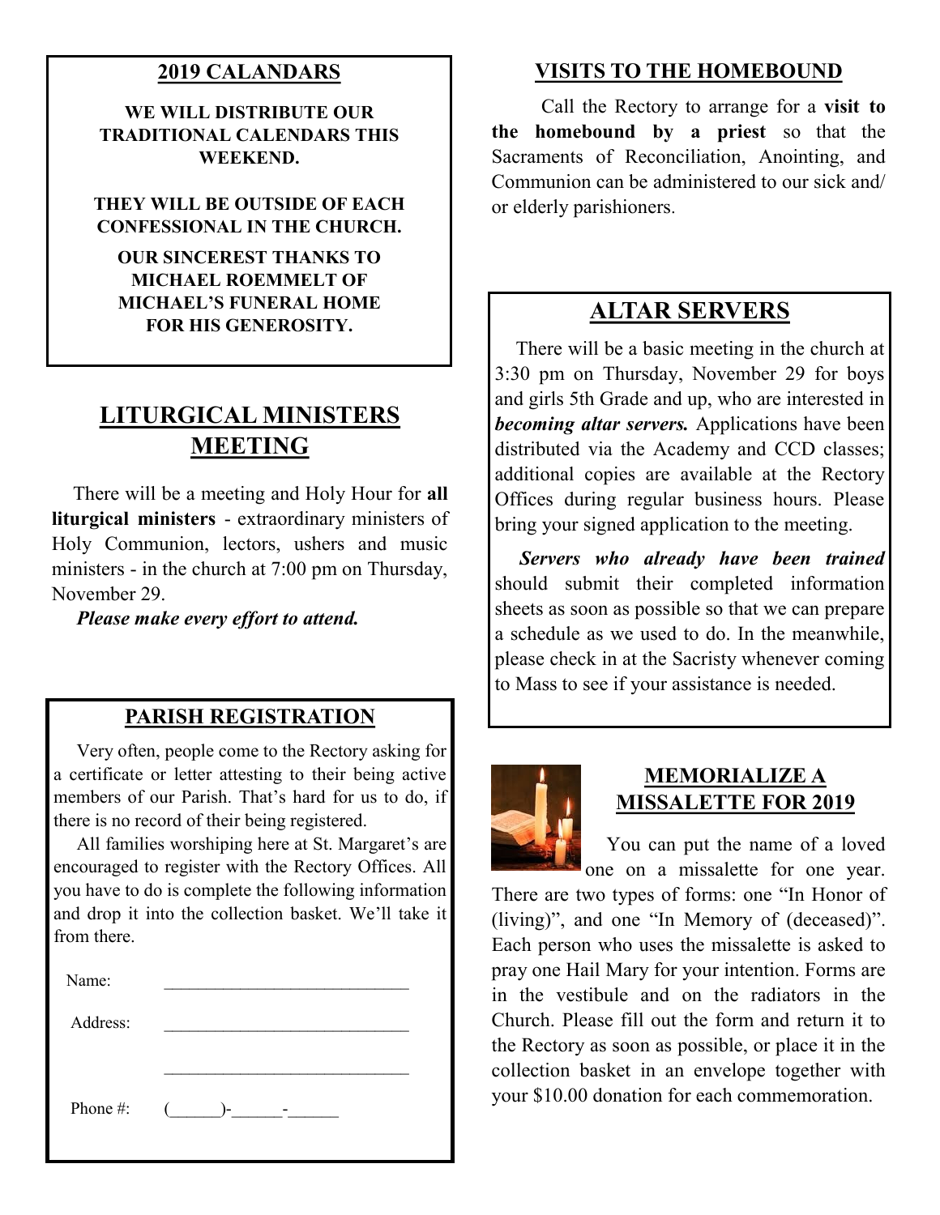## 2019 CALANDARS

**WE WILL DISTRIBUTE OUR TRADITIONAL CALENDARS THIS WEEKEND.**

**THEY WILL BE OUTSIDE OF EACH CONFESSIONAL IN THE CHURCH.**

**OUR SINCEREST THANKS TO MICHAEL ROEMMELT OF MICHAEL'S FUNERAL HOME FOR HIS GENEROSITY.**

## LITURGICAL MINISTERS MEETING

There will be a meeting and Holy Hour for **all liturgical ministers** - extraordinary ministers of Holy Communion, lectors, ushers and music ministers - in the church at 7:00 pm on Thursday, November 29.

***Please make every effort to attend.***

## PARISH REGISTRATION

Very often, people come to the Rectory asking for a certificate or letter attesting to their being active members of our Parish. That's hard for us to do, if there is no record of their being registered.

All families worshiping here at St. Margaret's are encouraged to register with the Rectory Offices. All you have to do is complete the following information and drop it into the collection basket. We'll take it from there.

Name: ______________________________

Address: ______________________________

______________________________

Phone #: (______)-______-______

## VISITS TO THE HOMEBOUND

Call the Rectory to arrange for a **visit to the homebound by a priest** so that the Sacraments of Reconciliation, Anointing, and Communion can be administered to our sick and/ or elderly parishioners.

## ALTAR SERVERS

There will be a basic meeting in the church at 3:30 pm on Thursday, November 29 for boys and girls 5th Grade and up, who are interested in ***becoming altar servers.*** Applications have been distributed via the Academy and CCD classes; additional copies are available at the Rectory Offices during regular business hours. Please bring your signed application to the meeting.

***Servers who already have been trained*** should submit their completed information sheets as soon as possible so that we can prepare a schedule as we used to do. In the meanwhile, please check in at the Sacristy whenever coming to Mass to see if your assistance is needed.

## MEMORIALIZE A MISSALETTE FOR 2019

You can put the name of a loved one on a missalette for one year. There are two types of forms: one "In Honor of (living)", and one "In Memory of (deceased)". Each person who uses the missalette is asked to pray one Hail Mary for your intention. Forms are in the vestibule and on the radiators in the Church. Please fill out the form and return it to the Rectory as soon as possible, or place it in the collection basket in an envelope together with your $10.00 donation for each commemoration.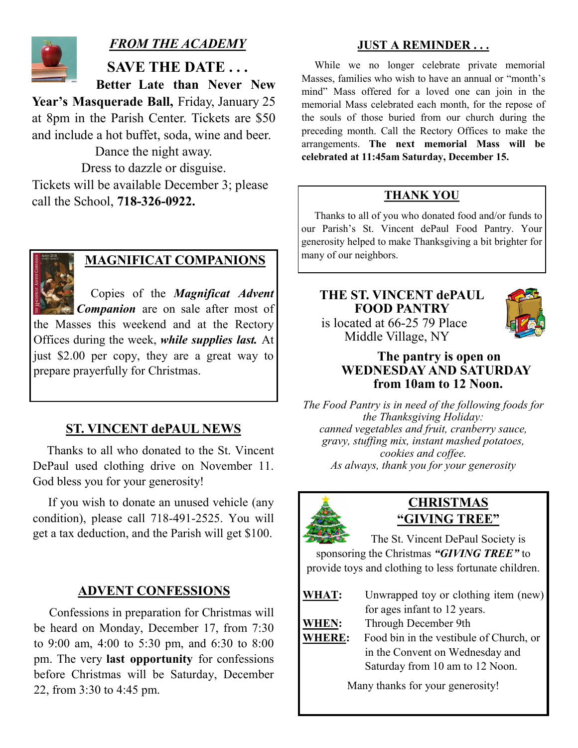## *FROM THE ACADEMY*

### SAVE THE DATE . . .

**Better Late than Never New Year's Masquerade Ball,** Friday, January 25 at 8pm in the Parish Center. Tickets are $50 and include a hot buffet, soda, wine and beer.

Dance the night away.

Dress to dazzle or disguise.

Tickets will be available December 3; please call the School, **718-326-0922.**

## MAGNIFICAT COMPANIONS

Copies of the ***Magnificat Advent Companion*** are on sale after most of the Masses this weekend and at the Rectory Offices during the week, ***while supplies last.*** At just $2.00 per copy, they are a great way to prepare prayerfully for Christmas.

## ST. VINCENT dePAUL NEWS

Thanks to all who donated to the St. Vincent DePaul used clothing drive on November 11. God bless you for your generosity!

If you wish to donate an unused vehicle (any condition), please call 718-491-2525. You will get a tax deduction, and the Parish will get $100.

## ADVENT CONFESSIONS

Confessions in preparation for Christmas will be heard on Monday, December 17, from 7:30 to 9:00 am, 4:00 to 5:30 pm, and 6:30 to 8:00 pm. The very **last opportunity** for confessions before Christmas will be Saturday, December 22, from 3:30 to 4:45 pm.

## JUST A REMINDER . . .

While we no longer celebrate private memorial Masses, families who wish to have an annual or "month's mind" Mass offered for a loved one can join in the memorial Mass celebrated each month, for the repose of the souls of those buried from our church during the preceding month. Call the Rectory Offices to make the arrangements. **The next memorial Mass will be celebrated at 11:45am Saturday, December 15.**

## THANK YOU

Thanks to all of you who donated food and/or funds to our Parish's St. Vincent dePaul Food Pantry. Your generosity helped to make Thanksgiving a bit brighter for many of our neighbors.

## THE ST. VINCENT dePAUL FOOD PANTRY

is located at 66-25 79 Place
Middle Village, NY

**The pantry is open on WEDNESDAY AND SATURDAY from 10am to 12 Noon.**

*The Food Pantry is in need of the following foods for the Thanksgiving Holiday:*
*canned vegetables and fruit, cranberry sauce, gravy, stuffing mix, instant mashed potatoes, cookies and coffee.*
*As always, thank you for your generosity*

## CHRISTMAS "GIVING TREE"

The St. Vincent DePaul Society is sponsoring the Christmas ***"GIVING TREE"*** to provide toys and clothing to less fortunate children.

**WHAT:** Unwrapped toy or clothing item (new) for ages infant to 12 years.

**WHEN:** Through December 9th

**WHERE:** Food bin in the vestibule of Church, or in the Convent on Wednesday and Saturday from 10 am to 12 Noon.

Many thanks for your generosity!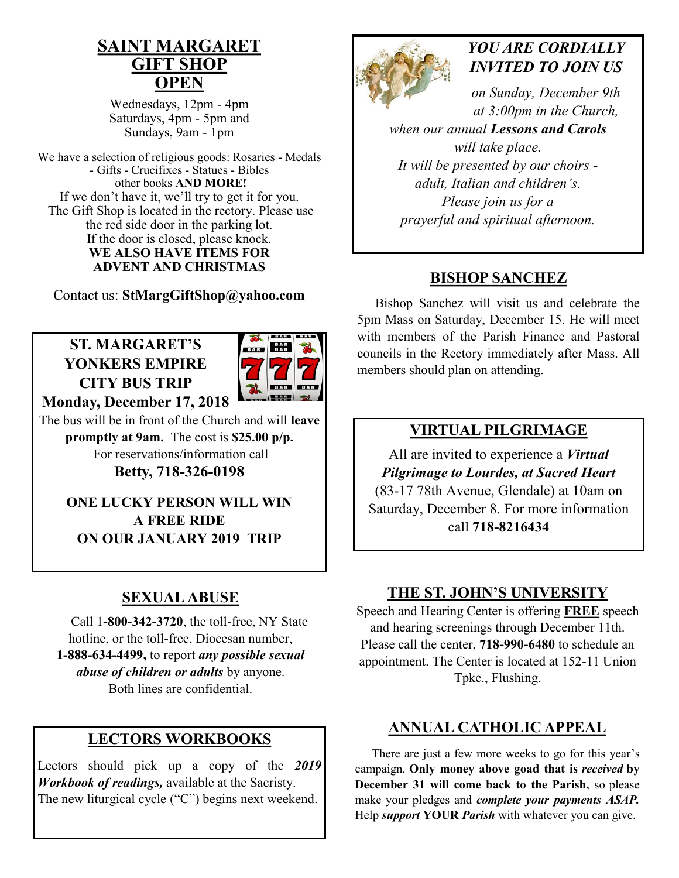## SAINT MARGARET GIFT SHOP OPEN

Wednesdays, 12pm - 4pm
Saturdays, 4pm - 5pm and
Sundays, 9am - 1pm

We have a selection of religious goods: Rosaries - Medals - Gifts - Crucifixes - Statues - Bibles other books **AND MORE!**
If we don't have it, we'll try to get it for you.
The Gift Shop is located in the rectory. Please use the red side door in the parking lot.
If the door is closed, please knock.
**WE ALSO HAVE ITEMS FOR ADVENT AND CHRISTMAS**

Contact us: **StMargGiftShop@yahoo.com**

## ST. MARGARET'S YONKERS EMPIRE CITY BUS TRIP
### Monday, December 17, 2018

The bus will be in front of the Church and will **leave promptly at 9am.** The cost is **$25.00 p/p.**
For reservations/information call
**Betty, 718-326-0198**

**ONE LUCKY PERSON WILL WIN A FREE RIDE ON OUR JANUARY 2019 TRIP**

## SEXUAL ABUSE

Call 1**-800-342-3720**, the toll-free, NY State hotline, or the toll-free, Diocesan number, **1-888-634-4499,** to report ***any possible sexual abuse of children or adults*** by anyone. Both lines are confidential.

## LECTORS WORKBOOKS

Lectors should pick up a copy of the ***2019 Workbook of readings,*** available at the Sacristy. The new liturgical cycle ("C") begins next weekend.

***YOU ARE CORDIALLY INVITED TO JOIN US***

*on Sunday, December 9th at 3:00pm in the Church, when our annual **Lessons and Carols** will take place.*
*It will be presented by our choirs - adult, Italian and children's.*
*Please join us for a prayerful and spiritual afternoon.*

## BISHOP SANCHEZ

Bishop Sanchez will visit us and celebrate the 5pm Mass on Saturday, December 15. He will meet with members of the Parish Finance and Pastoral councils in the Rectory immediately after Mass. All members should plan on attending.

## VIRTUAL PILGRIMAGE

All are invited to experience a ***Virtual Pilgrimage to Lourdes, at Sacred Heart*** (83-17 78th Avenue, Glendale) at 10am on Saturday, December 8. For more information call **718-8216434**

## THE ST. JOHN'S UNIVERSITY

Speech and Hearing Center is offering **FREE** speech and hearing screenings through December 11th. Please call the center, **718-990-6480** to schedule an appointment. The Center is located at 152-11 Union Tpke., Flushing.

## ANNUAL CATHOLIC APPEAL

There are just a few more weeks to go for this year's campaign. **Only money above goad that is *received* by December 31 will come back to the Parish,** so please make your pledges and ***complete your payments ASAP.*** Help ***support* YOUR *Parish*** with whatever you can give.